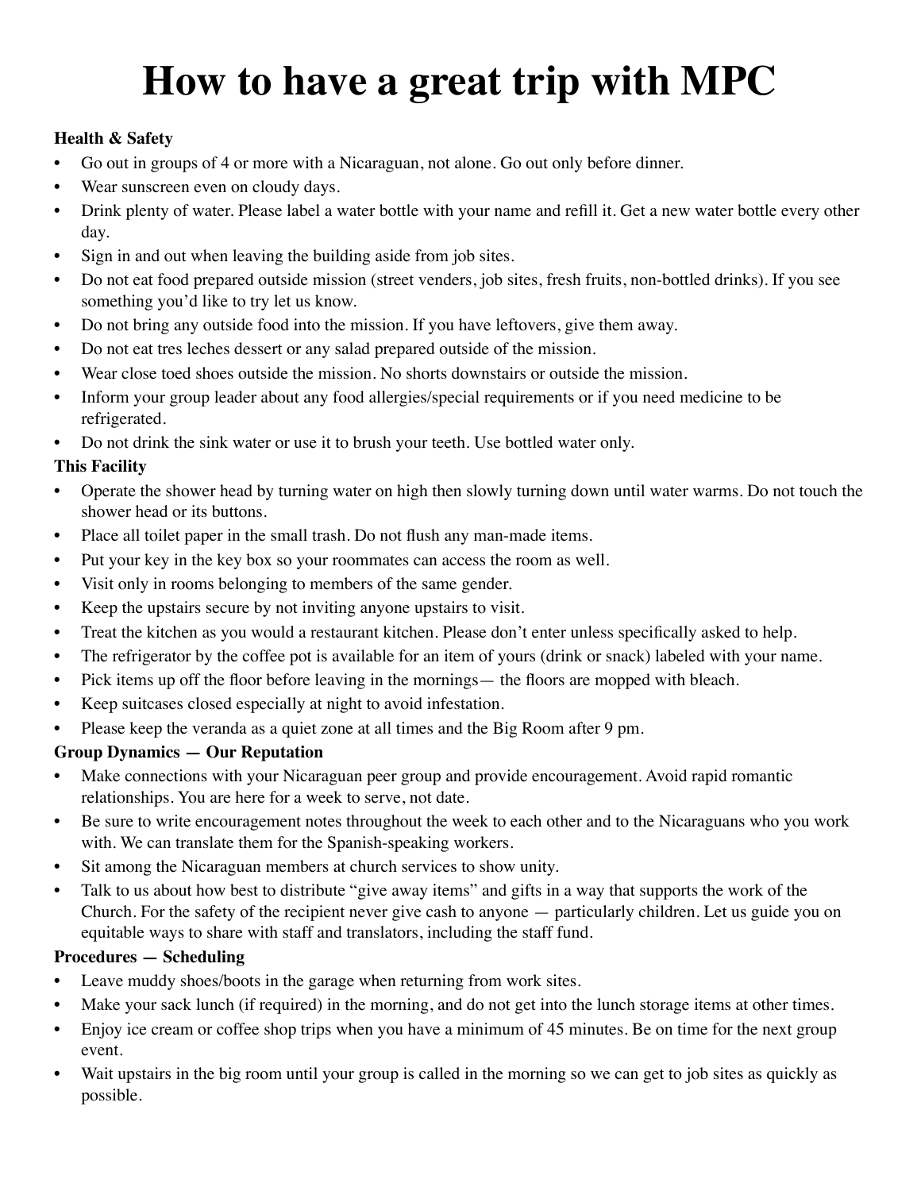# How to have a great trip with MPC

**Health & Safety**

- Go out in groups of 4 or more with a Nicaraguan, not alone. Go out only before dinner.
- Wear sunscreen even on cloudy days.
- Drink plenty of water. Please label a water bottle with your name and refill it. Get a new water bottle every other day.
- Sign in and out when leaving the building aside from job sites.
- Do not eat food prepared outside mission (street venders, job sites, fresh fruits, non-bottled drinks). If you see something you'd like to try let us know.
- Do not bring any outside food into the mission. If you have leftovers, give them away.
- Do not eat tres leches dessert or any salad prepared outside of the mission.
- Wear close toed shoes outside the mission. No shorts downstairs or outside the mission.
- Inform your group leader about any food allergies/special requirements or if you need medicine to be refrigerated.
- Do not drink the sink water or use it to brush your teeth. Use bottled water only.

**This Facility**

- Operate the shower head by turning water on high then slowly turning down until water warms. Do not touch the shower head or its buttons.
- Place all toilet paper in the small trash. Do not flush any man-made items.
- Put your key in the key box so your roommates can access the room as well.
- Visit only in rooms belonging to members of the same gender.
- Keep the upstairs secure by not inviting anyone upstairs to visit.
- Treat the kitchen as you would a restaurant kitchen. Please don't enter unless specifically asked to help.
- The refrigerator by the coffee pot is available for an item of yours (drink or snack) labeled with your name.
- Pick items up off the floor before leaving in the mornings— the floors are mopped with bleach.
- Keep suitcases closed especially at night to avoid infestation.
- Please keep the veranda as a quiet zone at all times and the Big Room after 9 pm.

**Group Dynamics — Our Reputation**

- Make connections with your Nicaraguan peer group and provide encouragement. Avoid rapid romantic relationships. You are here for a week to serve, not date.
- Be sure to write encouragement notes throughout the week to each other and to the Nicaraguans who you work with. We can translate them for the Spanish-speaking workers.
- Sit among the Nicaraguan members at church services to show unity.
- Talk to us about how best to distribute "give away items" and gifts in a way that supports the work of the Church. For the safety of the recipient never give cash to anyone — particularly children. Let us guide you on equitable ways to share with staff and translators, including the staff fund.

**Procedures — Scheduling**

- Leave muddy shoes/boots in the garage when returning from work sites.
- Make your sack lunch (if required) in the morning, and do not get into the lunch storage items at other times.
- Enjoy ice cream or coffee shop trips when you have a minimum of 45 minutes. Be on time for the next group event.
- Wait upstairs in the big room until your group is called in the morning so we can get to job sites as quickly as possible.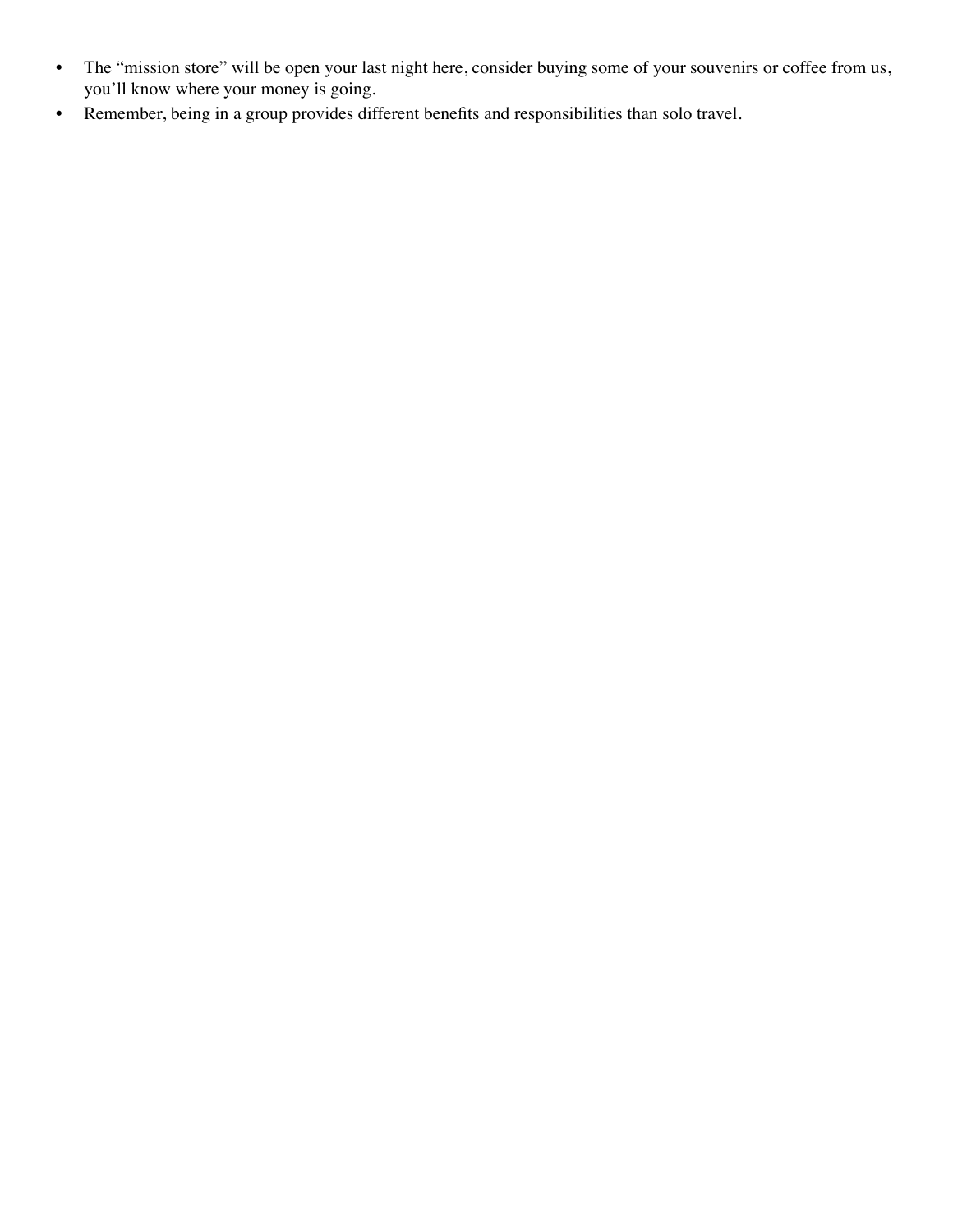- The “mission store” will be open your last night here, consider buying some of your souvenirs or coffee from us, you’ll know where your money is going.
- Remember, being in a group provides different benefits and responsibilities than solo travel.